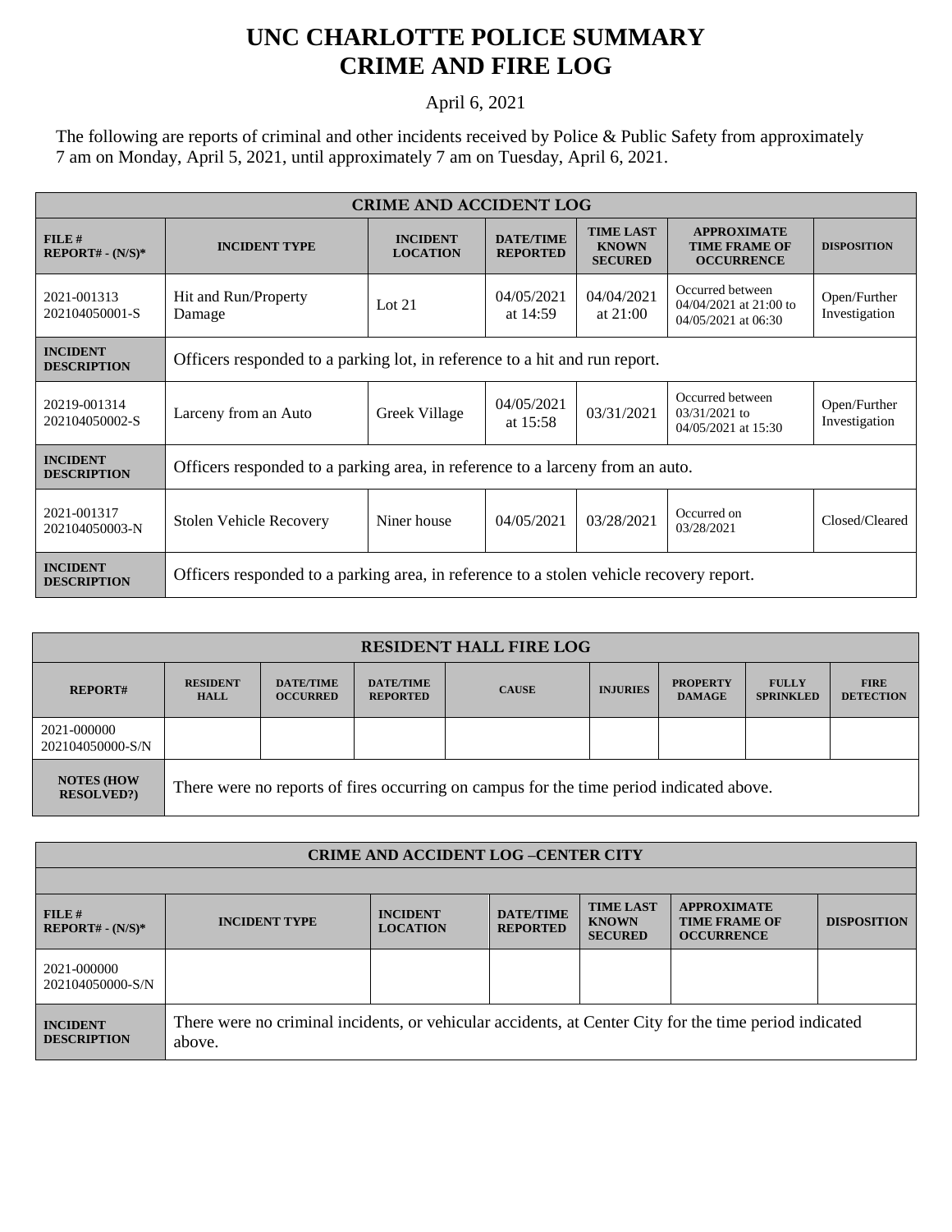# UNC CHARLOTTE POLICE SUMMARY
# CRIME AND FIRE LOG

April 6, 2021

The following are reports of criminal and other incidents received by Police & Public Safety from approximately 7 am on Monday, April 5, 2021, until approximately 7 am on Tuesday, April 6, 2021.

| CRIME AND ACCIDENT LOG | | | | | | |
|---|---|---|---|---|---|---|
| **FILE # REPORT# - (N/S)*** | **INCIDENT TYPE** | **INCIDENT LOCATION** | **DATE/TIME REPORTED** | **TIME LAST KNOWN SECURED** | **APPROXIMATE TIME FRAME OF OCCURRENCE** | **DISPOSITION** |
| 2021-001313 202104050001-S | Hit and Run/Property Damage | Lot 21 | 04/05/2021 at 14:59 | 04/04/2021 at 21:00 | Occurred between 04/04/2021 at 21:00 to 04/05/2021 at 06:30 | Open/Further Investigation |
| **INCIDENT DESCRIPTION** | Officers responded to a parking lot, in reference to a hit and run report. | | | | | |
| 20219-001314 202104050002-S | Larceny from an Auto | Greek Village | 04/05/2021 at 15:58 | 03/31/2021 | Occurred between 03/31/2021 to 04/05/2021 at 15:30 | Open/Further Investigation |
| **INCIDENT DESCRIPTION** | Officers responded to a parking area, in reference to a larceny from an auto. | | | | | |
| 2021-001317 202104050003-N | Stolen Vehicle Recovery | Niner house | 04/05/2021 | 03/28/2021 | Occurred on 03/28/2021 | Closed/Cleared |
| **INCIDENT DESCRIPTION** | Officers responded to a parking area, in reference to a stolen vehicle recovery report. | | | | | |

| RESIDENT HALL FIRE LOG | | | | | | | | |
|---|---|---|---|---|---|---|---|---|
| **REPORT#** | **RESIDENT HALL** | **DATE/TIME OCCURRED** | **DATE/TIME REPORTED** | **CAUSE** | **INJURIES** | **PROPERTY DAMAGE** | **FULLY SPRINKLED** | **FIRE DETECTION** |
| 2021-000000 202104050000-S/N | | | | | | | | |
| **NOTES (HOW RESOLVED?)** | There were no reports of fires occurring on campus for the time period indicated above. | | | | | | | |

| CRIME AND ACCIDENT LOG –CENTER CITY | | | | | | |
|---|---|---|---|---|---|---|
| **FILE # REPORT# - (N/S)*** | **INCIDENT TYPE** | **INCIDENT LOCATION** | **DATE/TIME REPORTED** | **TIME LAST KNOWN SECURED** | **APPROXIMATE TIME FRAME OF OCCURRENCE** | **DISPOSITION** |
| 2021-000000 202104050000-S/N | | | | | | |
| **INCIDENT DESCRIPTION** | There were no criminal incidents, or vehicular accidents, at Center City for the time period indicated above. | | | | | |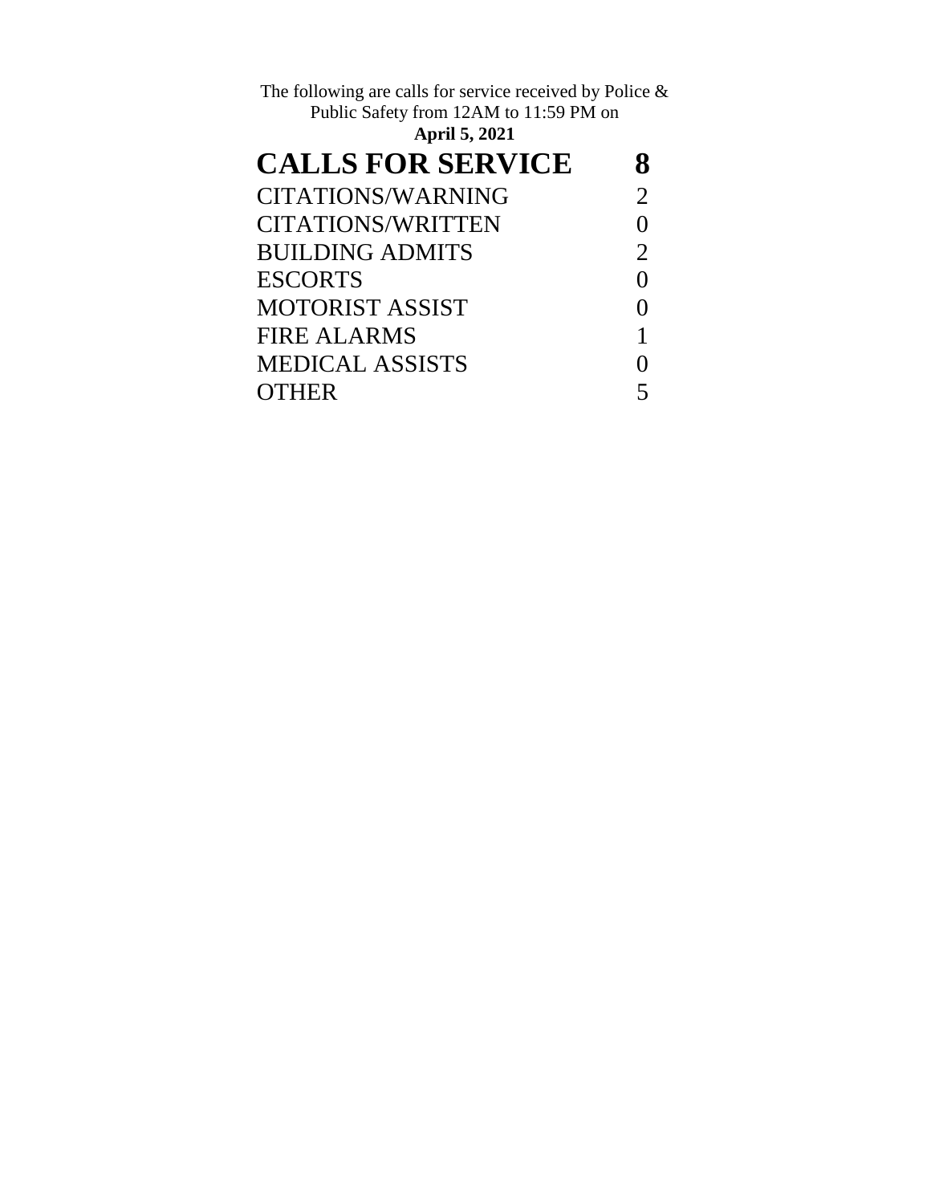The following are calls for service received by Police & Public Safety from 12AM to 11:59 PM on

**April 5, 2021**

| **CALLS FOR SERVICE** | **8** |
|---|---|
| CITATIONS/WARNING | 2 |
| CITATIONS/WRITTEN | 0 |
| BUILDING ADMITS | 2 |
| ESCORTS | 0 |
| MOTORIST ASSIST | 0 |
| FIRE ALARMS | 1 |
| MEDICAL ASSISTS | 0 |
| OTHER | 5 |